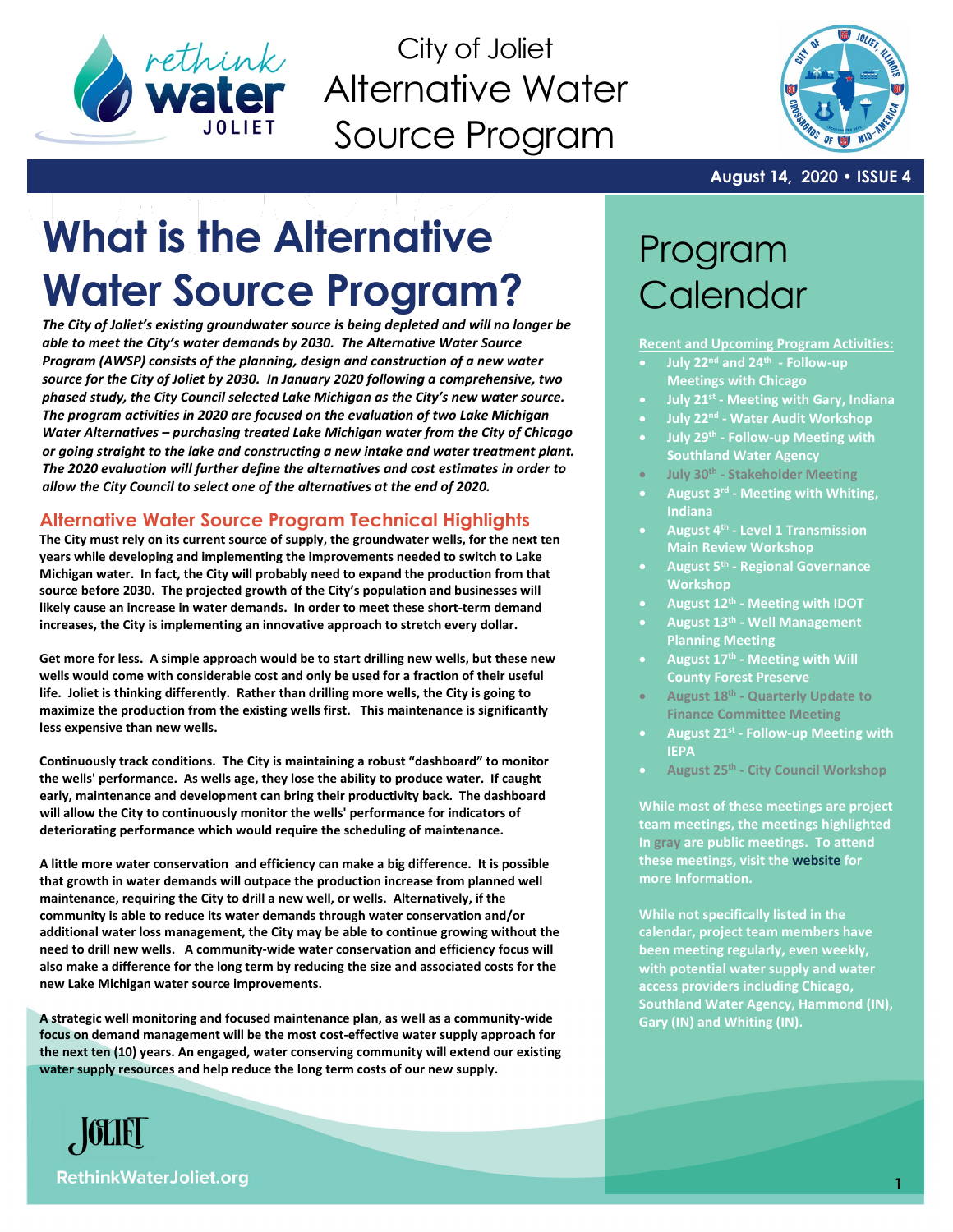# City of Joliet Alternative Water Source Program

**August 14, 2020 • ISSUE 4**

# What is the Alternative Water Source Program?

***The City of Joliet's existing groundwater source is being depleted and will no longer be able to meet the City's water demands by 2030. The Alternative Water Source Program (AWSP) consists of the planning, design and construction of a new water source for the City of Joliet by 2030. In January 2020 following a comprehensive, two phased study, the City Council selected Lake Michigan as the City's new water source. The program activities in 2020 are focused on the evaluation of two Lake Michigan Water Alternatives – purchasing treated Lake Michigan water from the City of Chicago or going straight to the lake and constructing a new intake and water treatment plant. The 2020 evaluation will further define the alternatives and cost estimates in order to allow the City Council to select one of the alternatives at the end of 2020.***

## Alternative Water Source Program Technical Highlights

**The City must rely on its current source of supply, the groundwater wells, for the next ten years while developing and implementing the improvements needed to switch to Lake Michigan water. In fact, the City will probably need to expand the production from that source before 2030. The projected growth of the City's population and businesses will likely cause an increase in water demands. In order to meet these short-term demand increases, the City is implementing an innovative approach to stretch every dollar.**

**Get more for less. A simple approach would be to start drilling new wells, but these new wells would come with considerable cost and only be used for a fraction of their useful life. Joliet is thinking differently. Rather than drilling more wells, the City is going to maximize the production from the existing wells first. This maintenance is significantly less expensive than new wells.**

**Continuously track conditions. The City is maintaining a robust "dashboard" to monitor the wells' performance. As wells age, they lose the ability to produce water. If caught early, maintenance and development can bring their productivity back. The dashboard will allow the City to continuously monitor the wells' performance for indicators of deteriorating performance which would require the scheduling of maintenance.**

**A little more water conservation and efficiency can make a big difference. It is possible that growth in water demands will outpace the production increase from planned well maintenance, requiring the City to drill a new well, or wells. Alternatively, if the community is able to reduce its water demands through water conservation and/or additional water loss management, the City may be able to continue growing without the need to drill new wells. A community-wide water conservation and efficiency focus will also make a difference for the long term by reducing the size and associated costs for the new Lake Michigan water source improvements.**

**A strategic well monitoring and focused maintenance plan, as well as a community-wide focus on demand management will be the most cost-effective water supply approach for the next ten (10) years. An engaged, water conserving community will extend our existing water supply resources and help reduce the long term costs of our new supply.**

# Program Calendar

**Recent and Upcoming Program Activities:**

- **July 22nd and 24th - Follow-up Meetings with Chicago**
- **July 21st - Meeting with Gary, Indiana**
- **July 22nd - Water Audit Workshop**
- **July 29th - Follow-up Meeting with Southland Water Agency**
- **July 30th - Stakeholder Meeting**
- **August 3rd - Meeting with Whiting, Indiana**
- **August 4th - Level 1 Transmission Main Review Workshop**
- **August 5th - Regional Governance Workshop**
- **August 12th - Meeting with IDOT**
- **August 13th - Well Management Planning Meeting**
- **August 17th - Meeting with Will County Forest Preserve**
- **August 18th - Quarterly Update to Finance Committee Meeting**
- **August 21st - Follow-up Meeting with IEPA**
- **August 25th - City Council Workshop**

**While most of these meetings are project team meetings, the meetings highlighted In gray are public meetings. To attend these meetings, visit the website for more Information.**

**While not specifically listed in the calendar, project team members have been meeting regularly, even weekly, with potential water supply and water access providers including Chicago, Southland Water Agency, Hammond (IN), Gary (IN) and Whiting (IN).**

RethinkWaterJoliet.org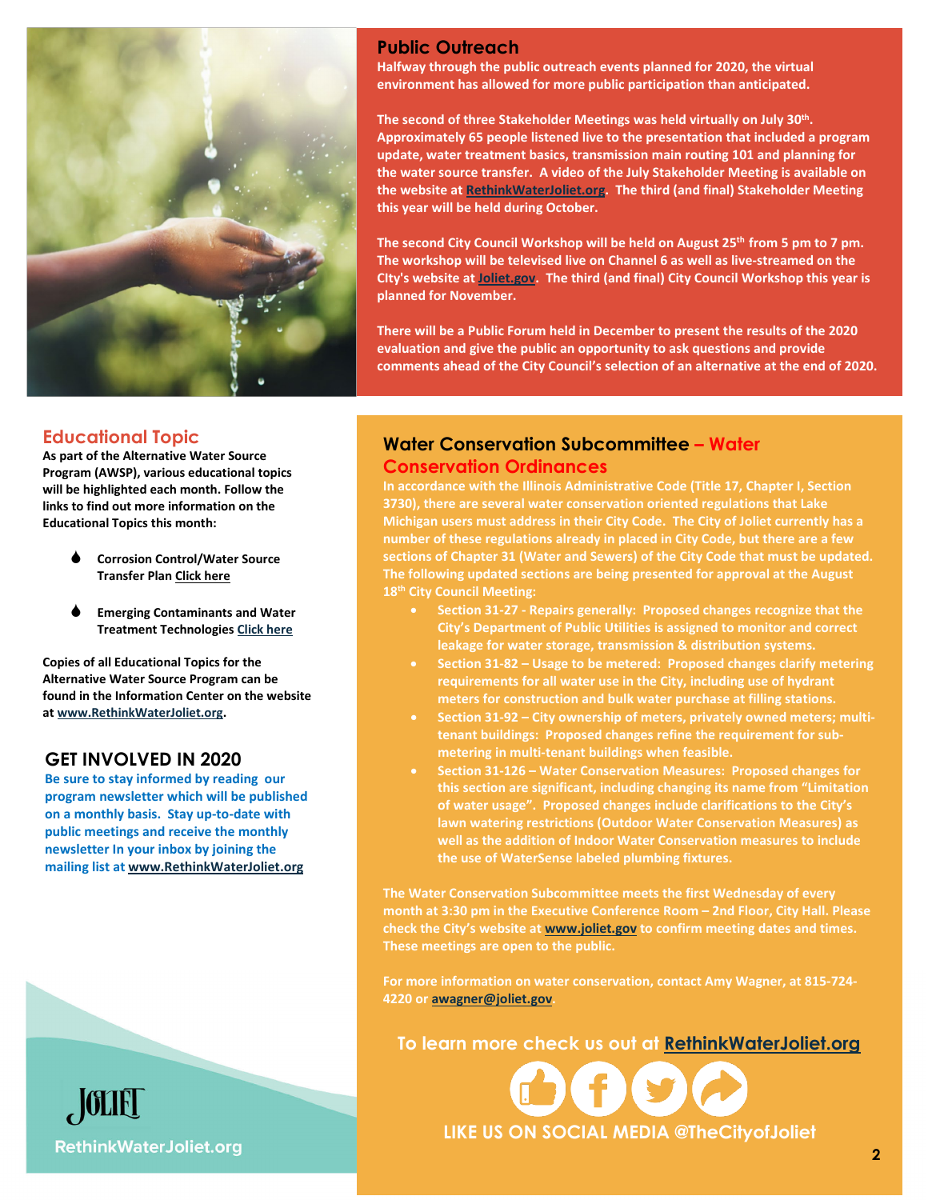## Public Outreach

**Halfway through the public outreach events planned for 2020, the virtual environment has allowed for more public participation than anticipated.**

**The second of three Stakeholder Meetings was held virtually on July 30th. Approximately 65 people listened live to the presentation that included a program update, water treatment basics, transmission main routing 101 and planning for the water source transfer. A video of the July Stakeholder Meeting is available on the website at RethinkWaterJoliet.org. The third (and final) Stakeholder Meeting this year will be held during October.**

**The second City Council Workshop will be held on August 25th from 5 pm to 7 pm. The workshop will be televised live on Channel 6 as well as live-streamed on the CIty's website at Joliet.gov. The third (and final) City Council Workshop this year is planned for November.**

**There will be a Public Forum held in December to present the results of the 2020 evaluation and give the public an opportunity to ask questions and provide comments ahead of the City Council's selection of an alternative at the end of 2020.**

## Educational Topic

**As part of the Alternative Water Source Program (AWSP), various educational topics will be highlighted each month. Follow the links to find out more information on the Educational Topics this month:**

- **Corrosion Control/Water Source Transfer Plan Click here**
- **Emerging Contaminants and Water Treatment Technologies Click here**

**Copies of all Educational Topics for the Alternative Water Source Program can be found in the Information Center on the website at www.RethinkWaterJoliet.org.**

## GET INVOLVED IN 2020

**Be sure to stay informed by reading our program newsletter which will be published on a monthly basis. Stay up-to-date with public meetings and receive the monthly newsletter In your inbox by joining the mailing list at www.RethinkWaterJoliet.org**

## Water Conservation Subcommittee – Water Conservation Ordinances

**In accordance with the Illinois Administrative Code (Title 17, Chapter I, Section 3730), there are several water conservation oriented regulations that Lake Michigan users must address in their City Code. The City of Joliet currently has a number of these regulations already in placed in City Code, but there are a few sections of Chapter 31 (Water and Sewers) of the City Code that must be updated. The following updated sections are being presented for approval at the August 18th City Council Meeting:**

- **Section 31-27 - Repairs generally: Proposed changes recognize that the City's Department of Public Utilities is assigned to monitor and correct leakage for water storage, transmission & distribution systems.**
- **Section 31-82 – Usage to be metered: Proposed changes clarify metering requirements for all water use in the City, including use of hydrant meters for construction and bulk water purchase at filling stations.**
- **Section 31-92 – City ownership of meters, privately owned meters; multi-tenant buildings: Proposed changes refine the requirement for sub-metering in multi-tenant buildings when feasible.**
- **Section 31-126 – Water Conservation Measures: Proposed changes for this section are significant, including changing its name from "Limitation of water usage". Proposed changes include clarifications to the City's lawn watering restrictions (Outdoor Water Conservation Measures) as well as the addition of Indoor Water Conservation measures to include the use of WaterSense labeled plumbing fixtures.**

**The Water Conservation Subcommittee meets the first Wednesday of every month at 3:30 pm in the Executive Conference Room – 2nd Floor, City Hall. Please check the City's website at www.joliet.gov to confirm meeting dates and times. These meetings are open to the public.**

**For more information on water conservation, contact Amy Wagner, at 815-724-4220 or awagner@joliet.gov.**

**To learn more check us out at RethinkWaterJoliet.org**

**LIKE US ON SOCIAL MEDIA @TheCityofJoliet**

JOLIET

RethinkWaterJoliet.org